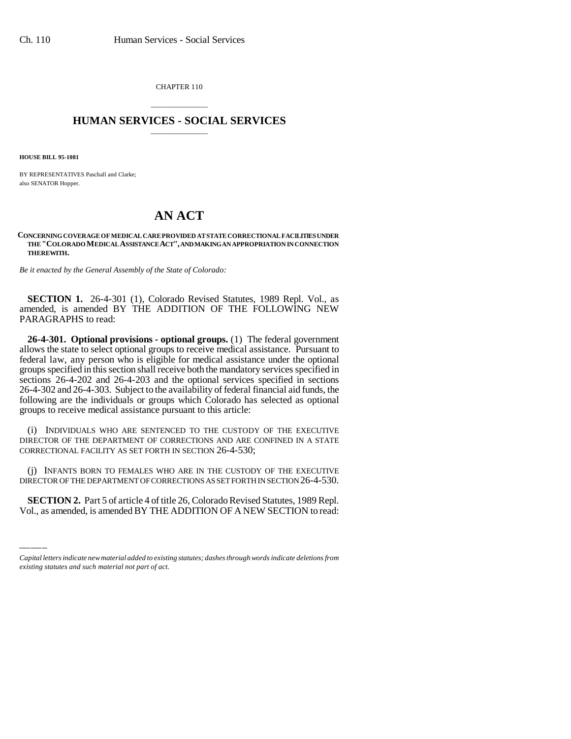CHAPTER 110

# HUMAN SERVICES - SOCIAL SERVICES

**HOUSE BILL 95-1081**

BY REPRESENTATIVES Paschall and Clarke;
also SENATOR Hopper.

# AN ACT

**CONCERNING COVERAGE OF MEDICAL CARE PROVIDED AT STATE CORRECTIONAL FACILITIES UNDER THE "COLORADO MEDICAL ASSISTANCE ACT", AND MAKING AN APPROPRIATION IN CONNECTION THEREWITH.**

*Be it enacted by the General Assembly of the State of Colorado:*

**SECTION 1.** 26-4-301 (1), Colorado Revised Statutes, 1989 Repl. Vol., as amended, is amended BY THE ADDITION OF THE FOLLOWING NEW PARAGRAPHS to read:

**26-4-301. Optional provisions - optional groups.** (1) The federal government allows the state to select optional groups to receive medical assistance. Pursuant to federal law, any person who is eligible for medical assistance under the optional groups specified in this section shall receive both the mandatory services specified in sections 26-4-202 and 26-4-203 and the optional services specified in sections 26-4-302 and 26-4-303. Subject to the availability of federal financial aid funds, the following are the individuals or groups which Colorado has selected as optional groups to receive medical assistance pursuant to this article:

(i) INDIVIDUALS WHO ARE SENTENCED TO THE CUSTODY OF THE EXECUTIVE DIRECTOR OF THE DEPARTMENT OF CORRECTIONS AND ARE CONFINED IN A STATE CORRECTIONAL FACILITY AS SET FORTH IN SECTION 26-4-530;

(j) INFANTS BORN TO FEMALES WHO ARE IN THE CUSTODY OF THE EXECUTIVE DIRECTOR OF THE DEPARTMENT OF CORRECTIONS AS SET FORTH IN SECTION 26-4-530.

**SECTION 2.** Part 5 of article 4 of title 26, Colorado Revised Statutes, 1989 Repl. Vol., as amended, is amended BY THE ADDITION OF A NEW SECTION to read:

*Capital letters indicate new material added to existing statutes; dashes through words indicate deletions from existing statutes and such material not part of act.*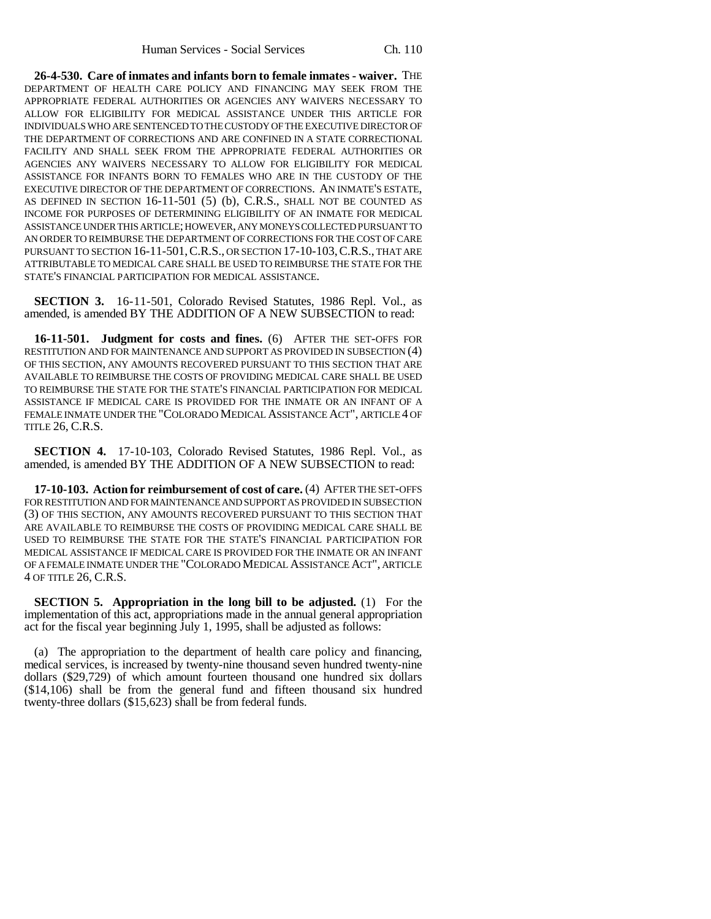**26-4-530. Care of inmates and infants born to female inmates - waiver.** THE DEPARTMENT OF HEALTH CARE POLICY AND FINANCING MAY SEEK FROM THE APPROPRIATE FEDERAL AUTHORITIES OR AGENCIES ANY WAIVERS NECESSARY TO ALLOW FOR ELIGIBILITY FOR MEDICAL ASSISTANCE UNDER THIS ARTICLE FOR INDIVIDUALS WHO ARE SENTENCED TO THE CUSTODY OF THE EXECUTIVE DIRECTOR OF THE DEPARTMENT OF CORRECTIONS AND ARE CONFINED IN A STATE CORRECTIONAL FACILITY AND SHALL SEEK FROM THE APPROPRIATE FEDERAL AUTHORITIES OR AGENCIES ANY WAIVERS NECESSARY TO ALLOW FOR ELIGIBILITY FOR MEDICAL ASSISTANCE FOR INFANTS BORN TO FEMALES WHO ARE IN THE CUSTODY OF THE EXECUTIVE DIRECTOR OF THE DEPARTMENT OF CORRECTIONS. AN INMATE'S ESTATE, AS DEFINED IN SECTION 16-11-501 (5) (b), C.R.S., SHALL NOT BE COUNTED AS INCOME FOR PURPOSES OF DETERMINING ELIGIBILITY OF AN INMATE FOR MEDICAL ASSISTANCE UNDER THIS ARTICLE; HOWEVER, ANY MONEYS COLLECTED PURSUANT TO AN ORDER TO REIMBURSE THE DEPARTMENT OF CORRECTIONS FOR THE COST OF CARE PURSUANT TO SECTION 16-11-501, C.R.S., OR SECTION 17-10-103, C.R.S., THAT ARE ATTRIBUTABLE TO MEDICAL CARE SHALL BE USED TO REIMBURSE THE STATE FOR THE STATE'S FINANCIAL PARTICIPATION FOR MEDICAL ASSISTANCE.

**SECTION 3.** 16-11-501, Colorado Revised Statutes, 1986 Repl. Vol., as amended, is amended BY THE ADDITION OF A NEW SUBSECTION to read:

**16-11-501. Judgment for costs and fines.** (6) AFTER THE SET-OFFS FOR RESTITUTION AND FOR MAINTENANCE AND SUPPORT AS PROVIDED IN SUBSECTION (4) OF THIS SECTION, ANY AMOUNTS RECOVERED PURSUANT TO THIS SECTION THAT ARE AVAILABLE TO REIMBURSE THE COSTS OF PROVIDING MEDICAL CARE SHALL BE USED TO REIMBURSE THE STATE FOR THE STATE'S FINANCIAL PARTICIPATION FOR MEDICAL ASSISTANCE IF MEDICAL CARE IS PROVIDED FOR THE INMATE OR AN INFANT OF A FEMALE INMATE UNDER THE "COLORADO MEDICAL ASSISTANCE ACT", ARTICLE 4 OF TITLE 26, C.R.S.

**SECTION 4.** 17-10-103, Colorado Revised Statutes, 1986 Repl. Vol., as amended, is amended BY THE ADDITION OF A NEW SUBSECTION to read:

**17-10-103. Action for reimbursement of cost of care.** (4) AFTER THE SET-OFFS FOR RESTITUTION AND FOR MAINTENANCE AND SUPPORT AS PROVIDED IN SUBSECTION (3) OF THIS SECTION, ANY AMOUNTS RECOVERED PURSUANT TO THIS SECTION THAT ARE AVAILABLE TO REIMBURSE THE COSTS OF PROVIDING MEDICAL CARE SHALL BE USED TO REIMBURSE THE STATE FOR THE STATE'S FINANCIAL PARTICIPATION FOR MEDICAL ASSISTANCE IF MEDICAL CARE IS PROVIDED FOR THE INMATE OR AN INFANT OF A FEMALE INMATE UNDER THE "COLORADO MEDICAL ASSISTANCE ACT", ARTICLE 4 OF TITLE 26, C.R.S.

**SECTION 5. Appropriation in the long bill to be adjusted.** (1) For the implementation of this act, appropriations made in the annual general appropriation act for the fiscal year beginning July 1, 1995, shall be adjusted as follows:

(a) The appropriation to the department of health care policy and financing, medical services, is increased by twenty-nine thousand seven hundred twenty-nine dollars ($29,729) of which amount fourteen thousand one hundred six dollars ($14,106) shall be from the general fund and fifteen thousand six hundred twenty-three dollars ($15,623) shall be from federal funds.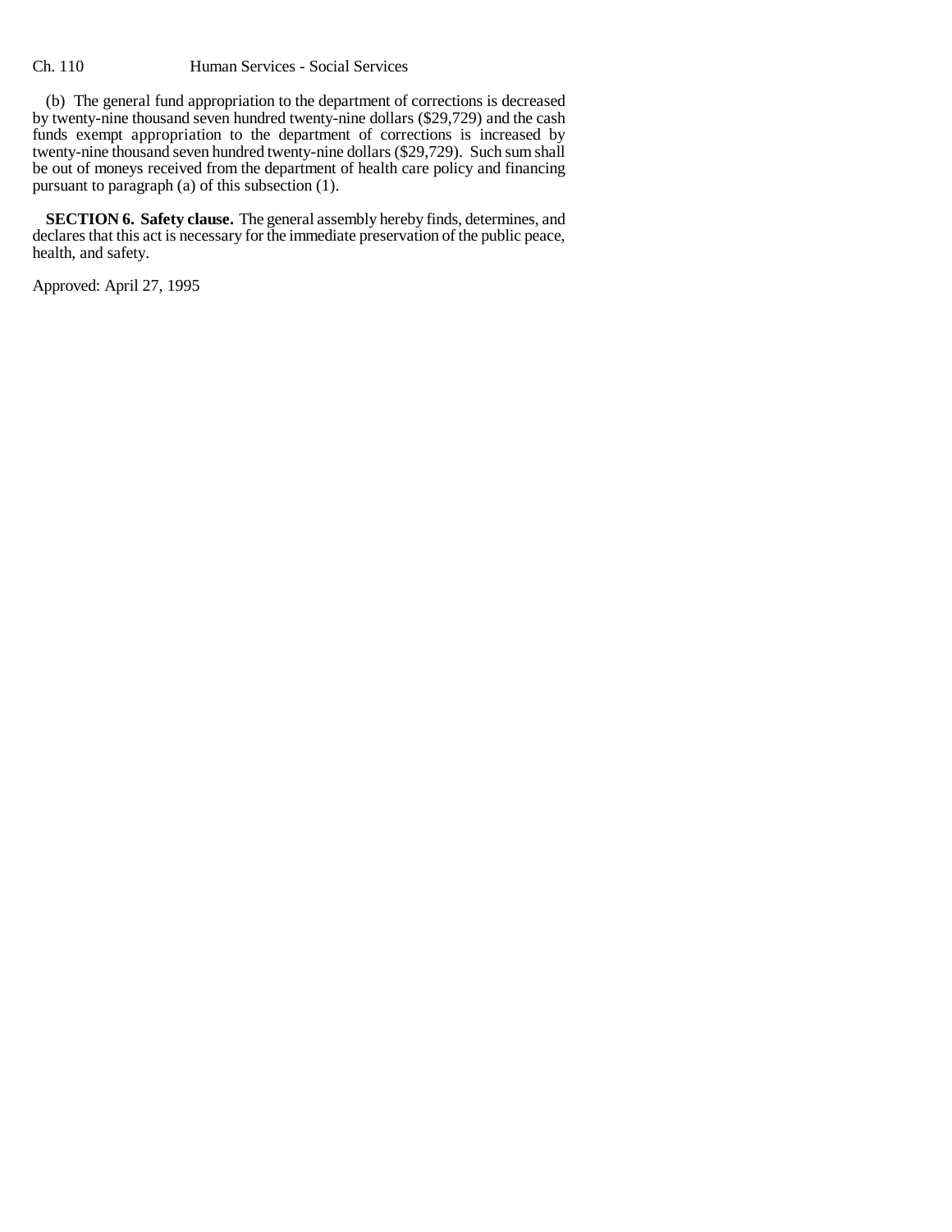(b) The general fund appropriation to the department of corrections is decreased by twenty-nine thousand seven hundred twenty-nine dollars ($29,729) and the cash funds exempt appropriation to the department of corrections is increased by twenty-nine thousand seven hundred twenty-nine dollars ($29,729). Such sum shall be out of moneys received from the department of health care policy and financing pursuant to paragraph (a) of this subsection (1).

**SECTION 6. Safety clause.** The general assembly hereby finds, determines, and declares that this act is necessary for the immediate preservation of the public peace, health, and safety.

Approved: April 27, 1995